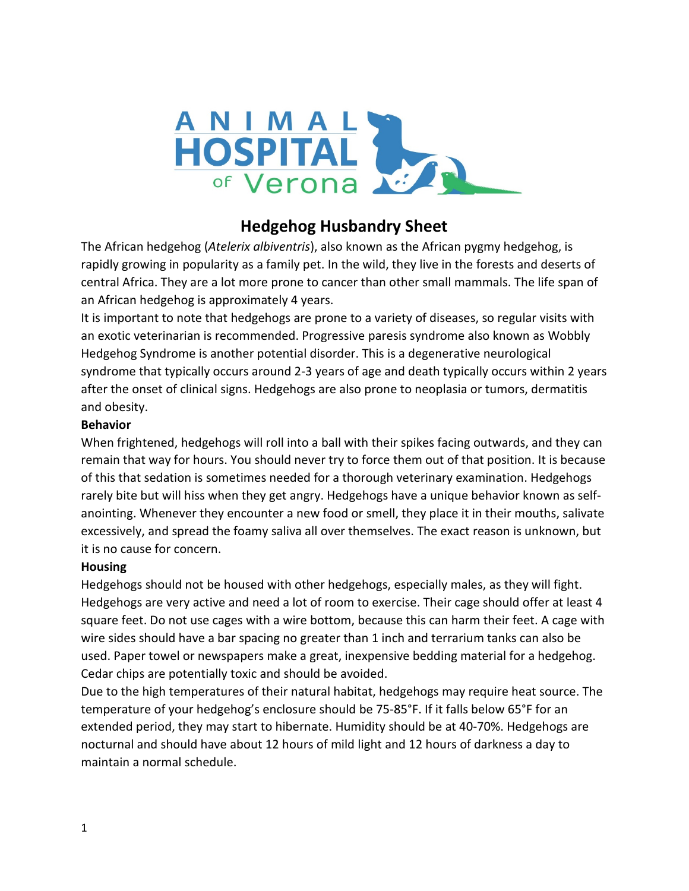ANIMAL HOSPITAL of Verona

# Hedgehog Husbandry Sheet

The African hedgehog (*Atelerix albiventris*), also known as the African pygmy hedgehog, is rapidly growing in popularity as a family pet. In the wild, they live in the forests and deserts of central Africa. They are a lot more prone to cancer than other small mammals. The life span of an African hedgehog is approximately 4 years.

It is important to note that hedgehogs are prone to a variety of diseases, so regular visits with an exotic veterinarian is recommended. Progressive paresis syndrome also known as Wobbly Hedgehog Syndrome is another potential disorder. This is a degenerative neurological syndrome that typically occurs around 2-3 years of age and death typically occurs within 2 years after the onset of clinical signs. Hedgehogs are also prone to neoplasia or tumors, dermatitis and obesity.

**Behavior**

When frightened, hedgehogs will roll into a ball with their spikes facing outwards, and they can remain that way for hours. You should never try to force them out of that position. It is because of this that sedation is sometimes needed for a thorough veterinary examination. Hedgehogs rarely bite but will hiss when they get angry. Hedgehogs have a unique behavior known as self-anointing. Whenever they encounter a new food or smell, they place it in their mouths, salivate excessively, and spread the foamy saliva all over themselves. The exact reason is unknown, but it is no cause for concern.

**Housing**

Hedgehogs should not be housed with other hedgehogs, especially males, as they will fight. Hedgehogs are very active and need a lot of room to exercise. Their cage should offer at least 4 square feet. Do not use cages with a wire bottom, because this can harm their feet. A cage with wire sides should have a bar spacing no greater than 1 inch and terrarium tanks can also be used. Paper towel or newspapers make a great, inexpensive bedding material for a hedgehog. Cedar chips are potentially toxic and should be avoided.

Due to the high temperatures of their natural habitat, hedgehogs may require heat source. The temperature of your hedgehog's enclosure should be 75-85°F. If it falls below 65°F for an extended period, they may start to hibernate. Humidity should be at 40-70%. Hedgehogs are nocturnal and should have about 12 hours of mild light and 12 hours of darkness a day to maintain a normal schedule.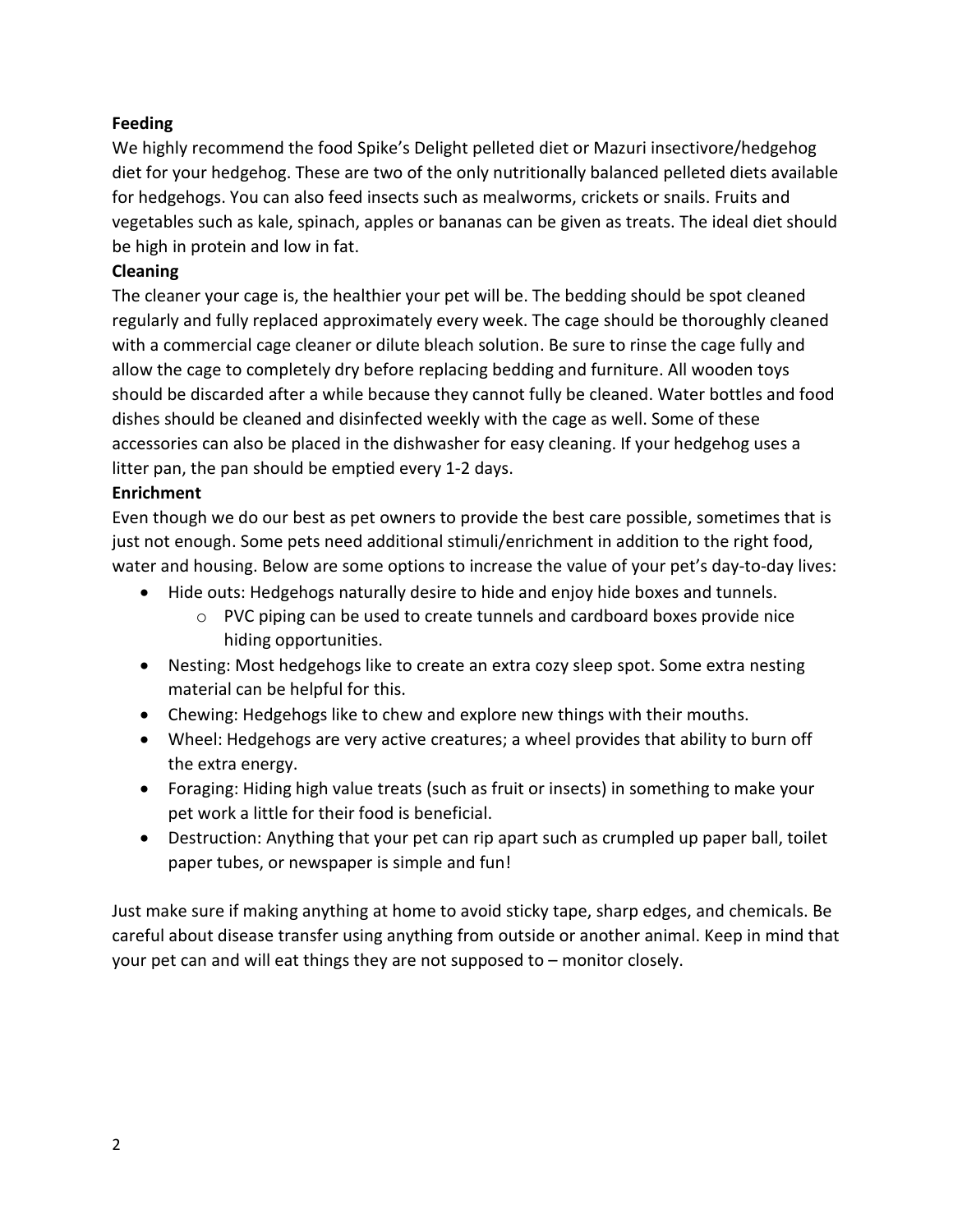**Feeding**

We highly recommend the food Spike's Delight pelleted diet or Mazuri insectivore/hedgehog diet for your hedgehog. These are two of the only nutritionally balanced pelleted diets available for hedgehogs. You can also feed insects such as mealworms, crickets or snails. Fruits and vegetables such as kale, spinach, apples or bananas can be given as treats. The ideal diet should be high in protein and low in fat.

**Cleaning**

The cleaner your cage is, the healthier your pet will be. The bedding should be spot cleaned regularly and fully replaced approximately every week. The cage should be thoroughly cleaned with a commercial cage cleaner or dilute bleach solution. Be sure to rinse the cage fully and allow the cage to completely dry before replacing bedding and furniture. All wooden toys should be discarded after a while because they cannot fully be cleaned. Water bottles and food dishes should be cleaned and disinfected weekly with the cage as well. Some of these accessories can also be placed in the dishwasher for easy cleaning. If your hedgehog uses a litter pan, the pan should be emptied every 1-2 days.

**Enrichment**

Even though we do our best as pet owners to provide the best care possible, sometimes that is just not enough. Some pets need additional stimuli/enrichment in addition to the right food, water and housing. Below are some options to increase the value of your pet's day-to-day lives:

- Hide outs: Hedgehogs naturally desire to hide and enjoy hide boxes and tunnels.
  - PVC piping can be used to create tunnels and cardboard boxes provide nice hiding opportunities.
- Nesting: Most hedgehogs like to create an extra cozy sleep spot. Some extra nesting material can be helpful for this.
- Chewing: Hedgehogs like to chew and explore new things with their mouths.
- Wheel: Hedgehogs are very active creatures; a wheel provides that ability to burn off the extra energy.
- Foraging: Hiding high value treats (such as fruit or insects) in something to make your pet work a little for their food is beneficial.
- Destruction: Anything that your pet can rip apart such as crumpled up paper ball, toilet paper tubes, or newspaper is simple and fun!

Just make sure if making anything at home to avoid sticky tape, sharp edges, and chemicals. Be careful about disease transfer using anything from outside or another animal. Keep in mind that your pet can and will eat things they are not supposed to – monitor closely.